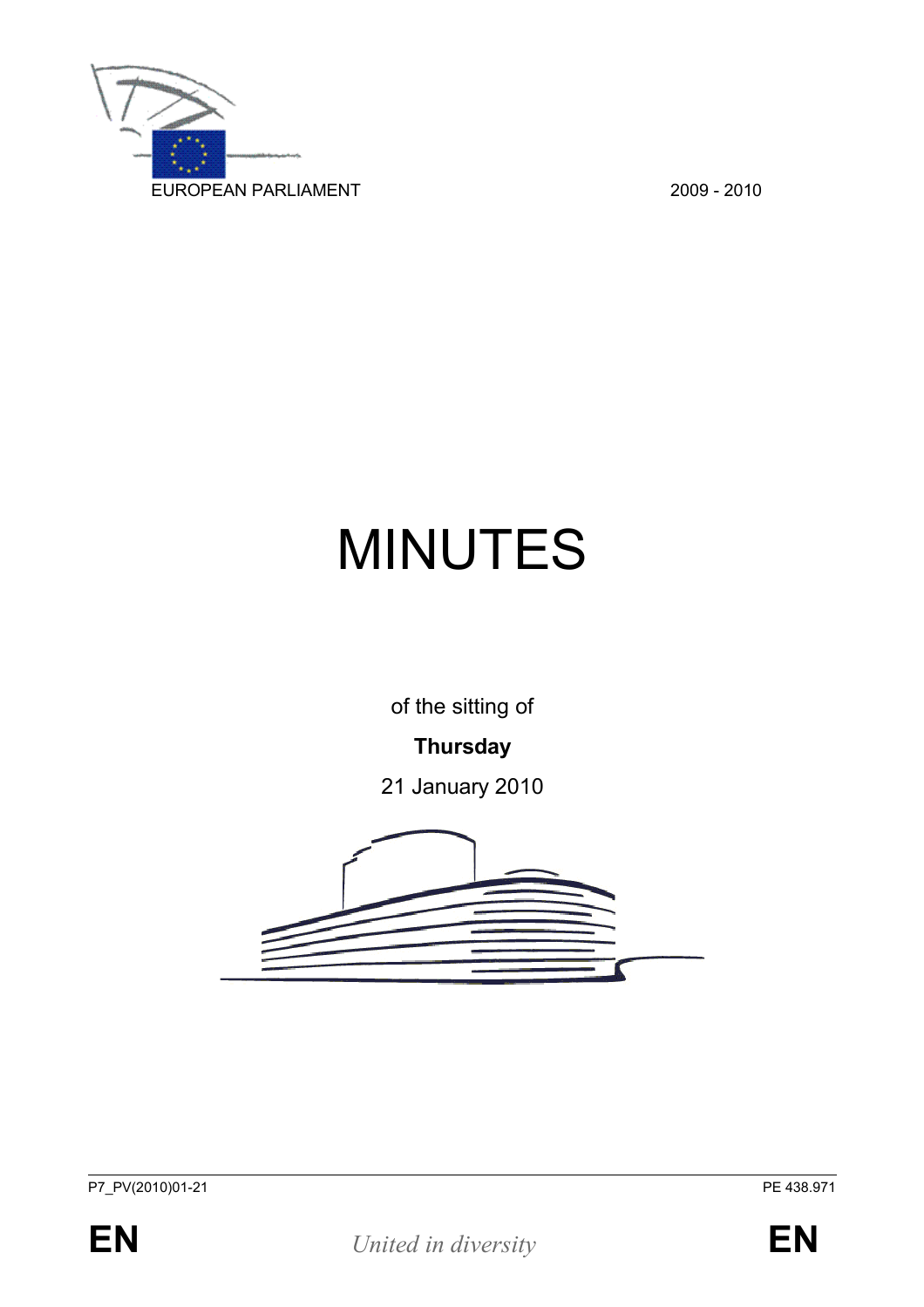EUROPEAN PARLIAMENT

2009 - 2010

# MINUTES

of the sitting of

**Thursday**

21 January 2010

P7_PV(2010)01-21

PE 438.971

EN

*United in diversity*

EN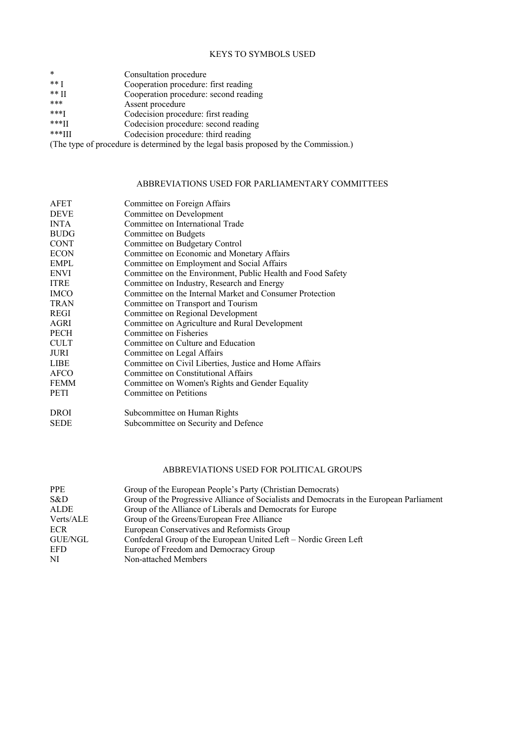## KEYS TO SYMBOLS USED

| | |
|---|---|
| * | Consultation procedure |
| ** I | Cooperation procedure: first reading |
| ** II | Cooperation procedure: second reading |
| *** | Assent procedure |
| ***I | Codecision procedure: first reading |
| ***II | Codecision procedure: second reading |
| ***III | Codecision procedure: third reading |

(The type of procedure is determined by the legal basis proposed by the Commission.)

## ABBREVIATIONS USED FOR PARLIAMENTARY COMMITTEES

| | |
|---|---|
| AFET | Committee on Foreign Affairs |
| DEVE | Committee on Development |
| INTA | Committee on International Trade |
| BUDG | Committee on Budgets |
| CONT | Committee on Budgetary Control |
| ECON | Committee on Economic and Monetary Affairs |
| EMPL | Committee on Employment and Social Affairs |
| ENVI | Committee on the Environment, Public Health and Food Safety |
| ITRE | Committee on Industry, Research and Energy |
| IMCO | Committee on the Internal Market and Consumer Protection |
| TRAN | Committee on Transport and Tourism |
| REGI | Committee on Regional Development |
| AGRI | Committee on Agriculture and Rural Development |
| PECH | Committee on Fisheries |
| CULT | Committee on Culture and Education |
| JURI | Committee on Legal Affairs |
| LIBE | Committee on Civil Liberties, Justice and Home Affairs |
| AFCO | Committee on Constitutional Affairs |
| FEMM | Committee on Women's Rights and Gender Equality |
| PETI | Committee on Petitions |
| DROI | Subcommittee on Human Rights |
| SEDE | Subcommittee on Security and Defence |

## ABBREVIATIONS USED FOR POLITICAL GROUPS

| | |
|---|---|
| PPE | Group of the European People's Party (Christian Democrats) |
| S&D | Group of the Progressive Alliance of Socialists and Democrats in the European Parliament |
| ALDE | Group of the Alliance of Liberals and Democrats for Europe |
| Verts/ALE | Group of the Greens/European Free Alliance |
| ECR | European Conservatives and Reformists Group |
| GUE/NGL | Confederal Group of the European United Left – Nordic Green Left |
| EFD | Europe of Freedom and Democracy Group |
| NI | Non-attached Members |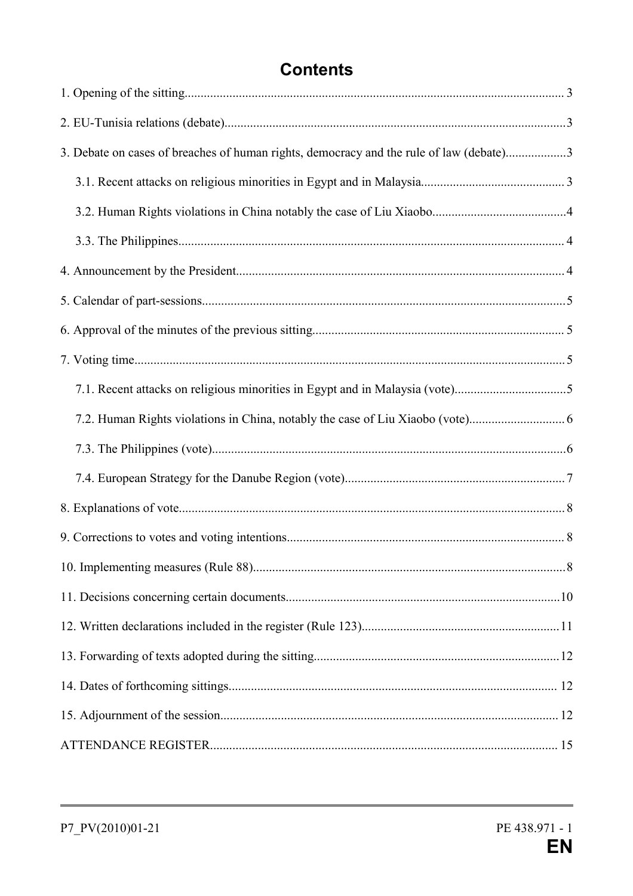# Contents

1. Opening of the sitting...................................................................................................................... 3

2. EU-Tunisia relations (debate)...........................................................................................................3

3. Debate on cases of breaches of human rights, democracy and the rule of law (debate)...................3

   3.1. Recent attacks on religious minorities in Egypt and in Malaysia............................................ 3

   3.2. Human Rights violations in China notably the case of Liu Xiaobo..........................................4

   3.3. The Philippines....................................................................................................................... 4

4. Announcement by the President...................................................................................................... 4

5. Calendar of part-sessions.................................................................................................................5

6. Approval of the minutes of the previous sitting.............................................................................. 5

7. Voting time...................................................................................................................................... 5

   7.1. Recent attacks on religious minorities in Egypt and in Malaysia (vote)...................................5

   7.2. Human Rights violations in China, notably the case of Liu Xiaobo (vote).............................. 6

   7.3. The Philippines (vote)..............................................................................................................6

   7.4. European Strategy for the Danube Region (vote).................................................................... 7

8. Explanations of vote........................................................................................................................ 8

9. Corrections to votes and voting intentions...................................................................................... 8

10. Implementing measures (Rule 88)..................................................................................................8

11. Decisions concerning certain documents.....................................................................................10

12. Written declarations included in the register (Rule 123).............................................................11

13. Forwarding of texts adopted during the sitting............................................................................12

14. Dates of forthcoming sittings...................................................................................................... 12

15. Adjournment of the session......................................................................................................... 12

ATTENDANCE REGISTER............................................................................................................ 15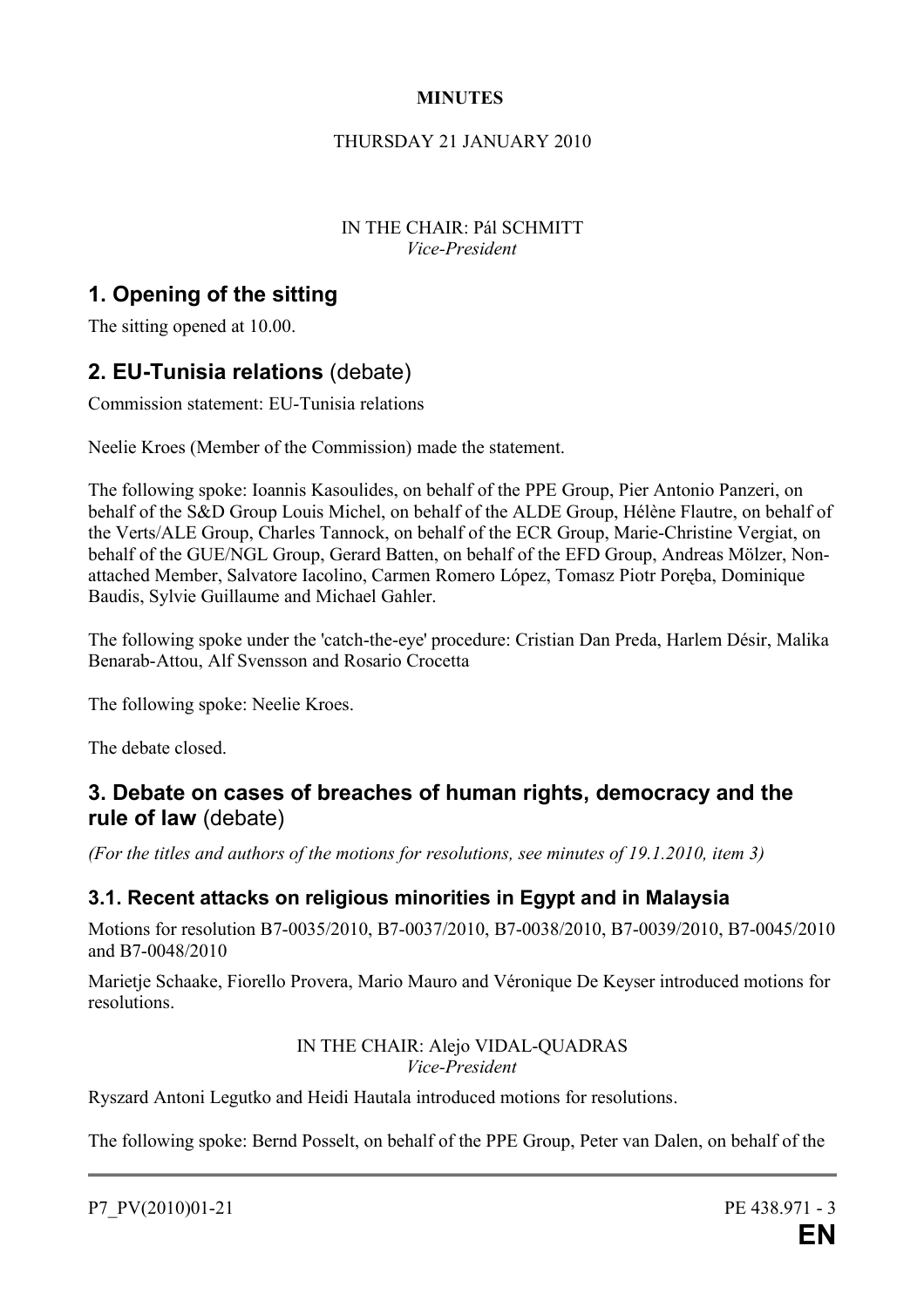**MINUTES**

THURSDAY 21 JANUARY 2010

IN THE CHAIR: Pál SCHMITT
*Vice-President*

## 1. Opening of the sitting

The sitting opened at 10.00.

## 2. EU-Tunisia relations (debate)

Commission statement: EU-Tunisia relations

Neelie Kroes (Member of the Commission) made the statement.

The following spoke: Ioannis Kasoulides, on behalf of the PPE Group, Pier Antonio Panzeri, on behalf of the S&D Group Louis Michel, on behalf of the ALDE Group, Hélène Flautre, on behalf of the Verts/ALE Group, Charles Tannock, on behalf of the ECR Group, Marie-Christine Vergiat, on behalf of the GUE/NGL Group, Gerard Batten, on behalf of the EFD Group, Andreas Mölzer, Non-attached Member, Salvatore Iacolino, Carmen Romero López, Tomasz Piotr Poręba, Dominique Baudis, Sylvie Guillaume and Michael Gahler.

The following spoke under the 'catch-the-eye' procedure: Cristian Dan Preda, Harlem Désir, Malika Benarab-Attou, Alf Svensson and Rosario Crocetta

The following spoke: Neelie Kroes.

The debate closed.

## 3. Debate on cases of breaches of human rights, democracy and the rule of law (debate)

*(For the titles and authors of the motions for resolutions, see minutes of 19.1.2010, item 3)*

### 3.1. Recent attacks on religious minorities in Egypt and in Malaysia

Motions for resolution B7-0035/2010, B7-0037/2010, B7-0038/2010, B7-0039/2010, B7-0045/2010 and B7-0048/2010

Marietje Schaake, Fiorello Provera, Mario Mauro and Véronique De Keyser introduced motions for resolutions.

IN THE CHAIR: Alejo VIDAL-QUADRAS
*Vice-President*

Ryszard Antoni Legutko and Heidi Hautala introduced motions for resolutions.

The following spoke: Bernd Posselt, on behalf of the PPE Group, Peter van Dalen, on behalf of the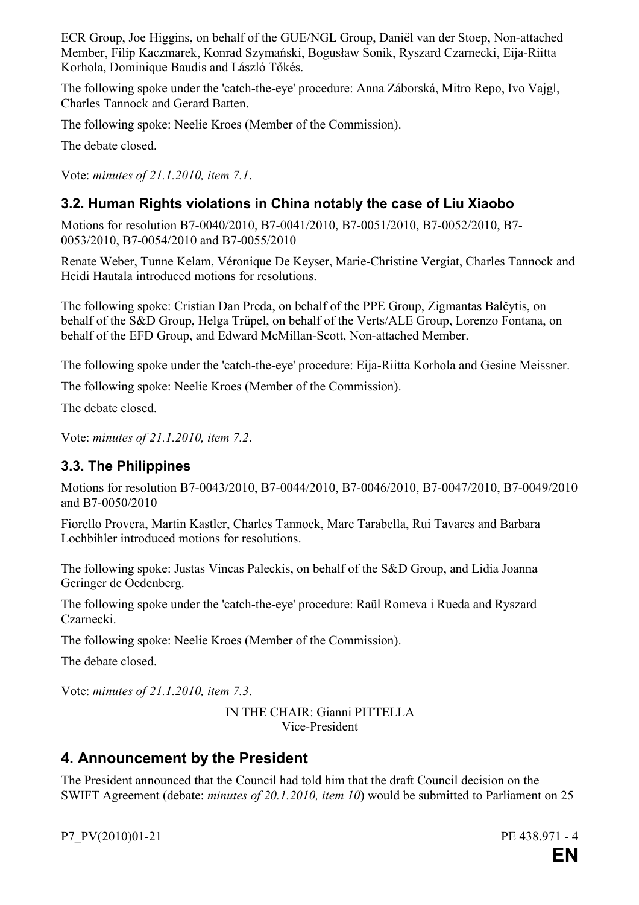ECR Group, Joe Higgins, on behalf of the GUE/NGL Group, Daniël van der Stoep, Non-attached Member, Filip Kaczmarek, Konrad Szymański, Bogusław Sonik, Ryszard Czarnecki, Eija-Riitta Korhola, Dominique Baudis and László Tőkés.

The following spoke under the 'catch-the-eye' procedure: Anna Záborská, Mitro Repo, Ivo Vajgl, Charles Tannock and Gerard Batten.

The following spoke: Neelie Kroes (Member of the Commission).

The debate closed.

Vote: *minutes of 21.1.2010, item 7.1*.

### 3.2. Human Rights violations in China notably the case of Liu Xiaobo

Motions for resolution B7-0040/2010, B7-0041/2010, B7-0051/2010, B7-0052/2010, B7-0053/2010, B7-0054/2010 and B7-0055/2010

Renate Weber, Tunne Kelam, Véronique De Keyser, Marie-Christine Vergiat, Charles Tannock and Heidi Hautala introduced motions for resolutions.

The following spoke: Cristian Dan Preda, on behalf of the PPE Group, Zigmantas Balčytis, on behalf of the S&D Group, Helga Trüpel, on behalf of the Verts/ALE Group, Lorenzo Fontana, on behalf of the EFD Group, and Edward McMillan-Scott, Non-attached Member.

The following spoke under the 'catch-the-eye' procedure: Eija-Riitta Korhola and Gesine Meissner.

The following spoke: Neelie Kroes (Member of the Commission).

The debate closed.

Vote: *minutes of 21.1.2010, item 7.2*.

### 3.3. The Philippines

Motions for resolution B7-0043/2010, B7-0044/2010, B7-0046/2010, B7-0047/2010, B7-0049/2010 and B7-0050/2010

Fiorello Provera, Martin Kastler, Charles Tannock, Marc Tarabella, Rui Tavares and Barbara Lochbihler introduced motions for resolutions.

The following spoke: Justas Vincas Paleckis, on behalf of the S&D Group, and Lidia Joanna Geringer de Oedenberg.

The following spoke under the 'catch-the-eye' procedure: Raül Romeva i Rueda and Ryszard Czarnecki.

The following spoke: Neelie Kroes (Member of the Commission).

The debate closed.

Vote: *minutes of 21.1.2010, item 7.3*.

IN THE CHAIR: Gianni PITTELLA
Vice-President

## 4. Announcement by the President

The President announced that the Council had told him that the draft Council decision on the SWIFT Agreement (debate: *minutes of 20.1.2010, item 10*) would be submitted to Parliament on 25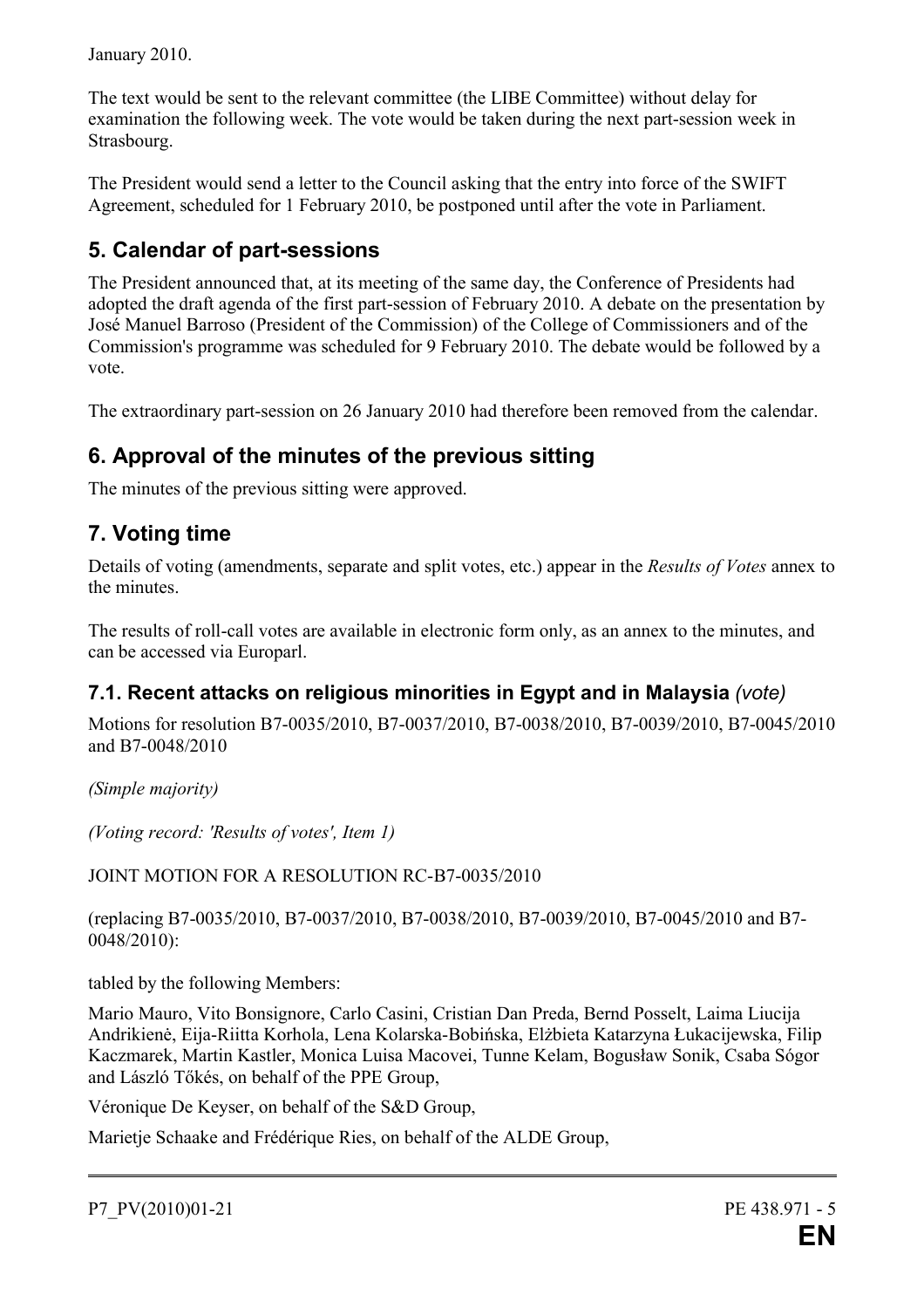January 2010.

The text would be sent to the relevant committee (the LIBE Committee) without delay for examination the following week. The vote would be taken during the next part-session week in Strasbourg.

The President would send a letter to the Council asking that the entry into force of the SWIFT Agreement, scheduled for 1 February 2010, be postponed until after the vote in Parliament.

## 5. Calendar of part-sessions

The President announced that, at its meeting of the same day, the Conference of Presidents had adopted the draft agenda of the first part-session of February 2010. A debate on the presentation by José Manuel Barroso (President of the Commission) of the College of Commissioners and of the Commission's programme was scheduled for 9 February 2010. The debate would be followed by a vote.

The extraordinary part-session on 26 January 2010 had therefore been removed from the calendar.

## 6. Approval of the minutes of the previous sitting

The minutes of the previous sitting were approved.

## 7. Voting time

Details of voting (amendments, separate and split votes, etc.) appear in the *Results of Votes* annex to the minutes.

The results of roll-call votes are available in electronic form only, as an annex to the minutes, and can be accessed via Europarl.

### 7.1. Recent attacks on religious minorities in Egypt and in Malaysia *(vote)*

Motions for resolution B7-0035/2010, B7-0037/2010, B7-0038/2010, B7-0039/2010, B7-0045/2010 and B7-0048/2010

*(Simple majority)*

*(Voting record: 'Results of votes', Item 1)*

JOINT MOTION FOR A RESOLUTION RC-B7-0035/2010

(replacing B7-0035/2010, B7-0037/2010, B7-0038/2010, B7-0039/2010, B7-0045/2010 and B7-0048/2010):

tabled by the following Members:

Mario Mauro, Vito Bonsignore, Carlo Casini, Cristian Dan Preda, Bernd Posselt, Laima Liucija Andrikienė, Eija-Riitta Korhola, Lena Kolarska-Bobińska, Elżbieta Katarzyna Łukacijewska, Filip Kaczmarek, Martin Kastler, Monica Luisa Macovei, Tunne Kelam, Bogusław Sonik, Csaba Sógor and László Tőkés, on behalf of the PPE Group,

Véronique De Keyser, on behalf of the S&D Group,

Marietje Schaake and Frédérique Ries, on behalf of the ALDE Group,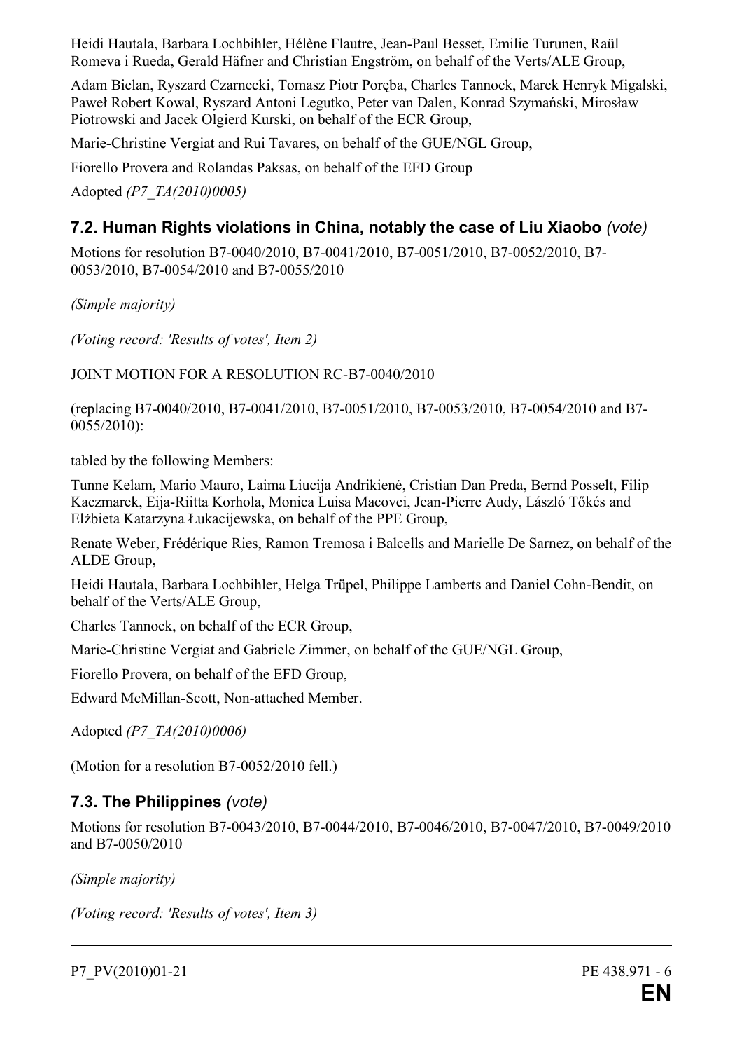Heidi Hautala, Barbara Lochbihler, Hélène Flautre, Jean-Paul Besset, Emilie Turunen, Raül Romeva i Rueda, Gerald Häfner and Christian Engström, on behalf of the Verts/ALE Group,

Adam Bielan, Ryszard Czarnecki, Tomasz Piotr Poręba, Charles Tannock, Marek Henryk Migalski, Paweł Robert Kowal, Ryszard Antoni Legutko, Peter van Dalen, Konrad Szymański, Mirosław Piotrowski and Jacek Olgierd Kurski, on behalf of the ECR Group,

Marie-Christine Vergiat and Rui Tavares, on behalf of the GUE/NGL Group,

Fiorello Provera and Rolandas Paksas, on behalf of the EFD Group

Adopted *(P7_TA(2010)0005)*

### 7.2. Human Rights violations in China, notably the case of Liu Xiaobo *(vote)*

Motions for resolution B7-0040/2010, B7-0041/2010, B7-0051/2010, B7-0052/2010, B7-0053/2010, B7-0054/2010 and B7-0055/2010

*(Simple majority)*

*(Voting record: 'Results of votes', Item 2)*

JOINT MOTION FOR A RESOLUTION RC-B7-0040/2010

(replacing B7-0040/2010, B7-0041/2010, B7-0051/2010, B7-0053/2010, B7-0054/2010 and B7-0055/2010):

tabled by the following Members:

Tunne Kelam, Mario Mauro, Laima Liucija Andrikienė, Cristian Dan Preda, Bernd Posselt, Filip Kaczmarek, Eija-Riitta Korhola, Monica Luisa Macovei, Jean-Pierre Audy, László Tőkés and Elżbieta Katarzyna Łukacijewska, on behalf of the PPE Group,

Renate Weber, Frédérique Ries, Ramon Tremosa i Balcells and Marielle De Sarnez, on behalf of the ALDE Group,

Heidi Hautala, Barbara Lochbihler, Helga Trüpel, Philippe Lamberts and Daniel Cohn-Bendit, on behalf of the Verts/ALE Group,

Charles Tannock, on behalf of the ECR Group,

Marie-Christine Vergiat and Gabriele Zimmer, on behalf of the GUE/NGL Group,

Fiorello Provera, on behalf of the EFD Group,

Edward McMillan-Scott, Non-attached Member.

Adopted *(P7_TA(2010)0006)*

(Motion for a resolution B7-0052/2010 fell.)

### 7.3. The Philippines *(vote)*

Motions for resolution B7-0043/2010, B7-0044/2010, B7-0046/2010, B7-0047/2010, B7-0049/2010 and B7-0050/2010

*(Simple majority)*

*(Voting record: 'Results of votes', Item 3)*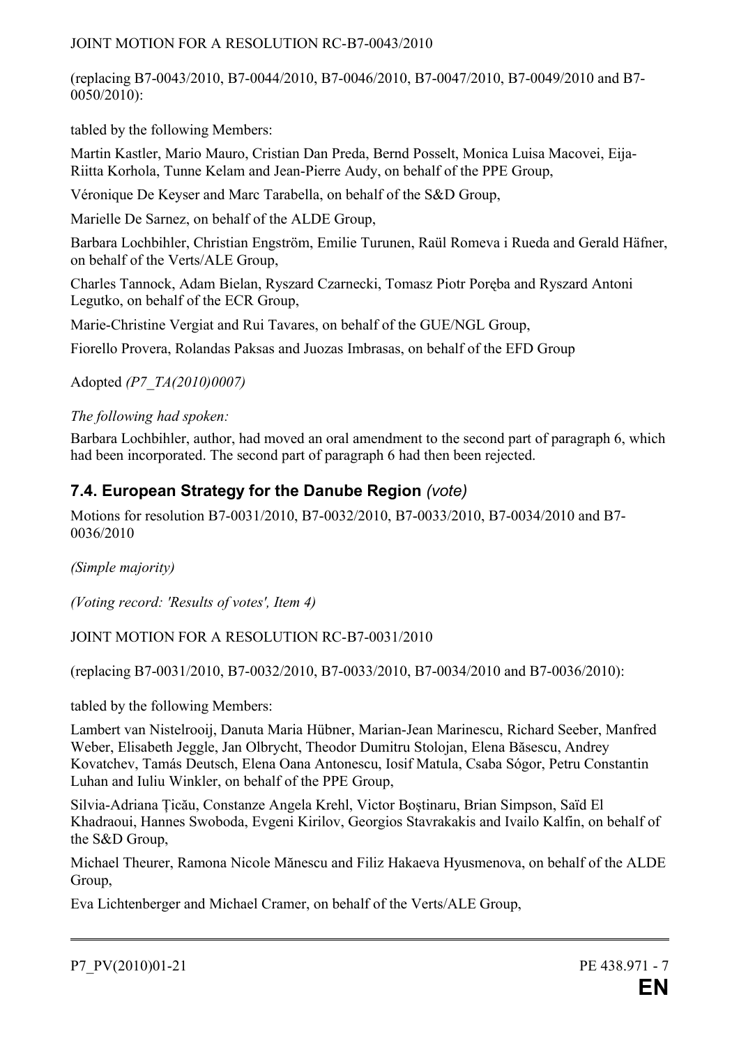JOINT MOTION FOR A RESOLUTION RC-B7-0043/2010

(replacing B7-0043/2010, B7-0044/2010, B7-0046/2010, B7-0047/2010, B7-0049/2010 and B7-0050/2010):

tabled by the following Members:

Martin Kastler, Mario Mauro, Cristian Dan Preda, Bernd Posselt, Monica Luisa Macovei, Eija-Riitta Korhola, Tunne Kelam and Jean-Pierre Audy, on behalf of the PPE Group,

Véronique De Keyser and Marc Tarabella, on behalf of the S&D Group,

Marielle De Sarnez, on behalf of the ALDE Group,

Barbara Lochbihler, Christian Engström, Emilie Turunen, Raül Romeva i Rueda and Gerald Häfner, on behalf of the Verts/ALE Group,

Charles Tannock, Adam Bielan, Ryszard Czarnecki, Tomasz Piotr Poręba and Ryszard Antoni Legutko, on behalf of the ECR Group,

Marie-Christine Vergiat and Rui Tavares, on behalf of the GUE/NGL Group,

Fiorello Provera, Rolandas Paksas and Juozas Imbrasas, on behalf of the EFD Group

Adopted *(P7_TA(2010)0007)*

*The following had spoken:*

Barbara Lochbihler, author, had moved an oral amendment to the second part of paragraph 6, which had been incorporated. The second part of paragraph 6 had then been rejected.

### 7.4. European Strategy for the Danube Region *(vote)*

Motions for resolution B7-0031/2010, B7-0032/2010, B7-0033/2010, B7-0034/2010 and B7-0036/2010

*(Simple majority)*

*(Voting record: 'Results of votes', Item 4)*

JOINT MOTION FOR A RESOLUTION RC-B7-0031/2010

(replacing B7-0031/2010, B7-0032/2010, B7-0033/2010, B7-0034/2010 and B7-0036/2010):

tabled by the following Members:

Lambert van Nistelrooij, Danuta Maria Hübner, Marian-Jean Marinescu, Richard Seeber, Manfred Weber, Elisabeth Jeggle, Jan Olbrycht, Theodor Dumitru Stolojan, Elena Băsescu, Andrey Kovatchev, Tamás Deutsch, Elena Oana Antonescu, Iosif Matula, Csaba Sógor, Petru Constantin Luhan and Iuliu Winkler, on behalf of the PPE Group,

Silvia-Adriana Ţicău, Constanze Angela Krehl, Victor Boştinaru, Brian Simpson, Saïd El Khadraoui, Hannes Swoboda, Evgeni Kirilov, Georgios Stavrakakis and Ivailo Kalfin, on behalf of the S&D Group,

Michael Theurer, Ramona Nicole Mănescu and Filiz Hakaeva Hyusmenova, on behalf of the ALDE Group,

Eva Lichtenberger and Michael Cramer, on behalf of the Verts/ALE Group,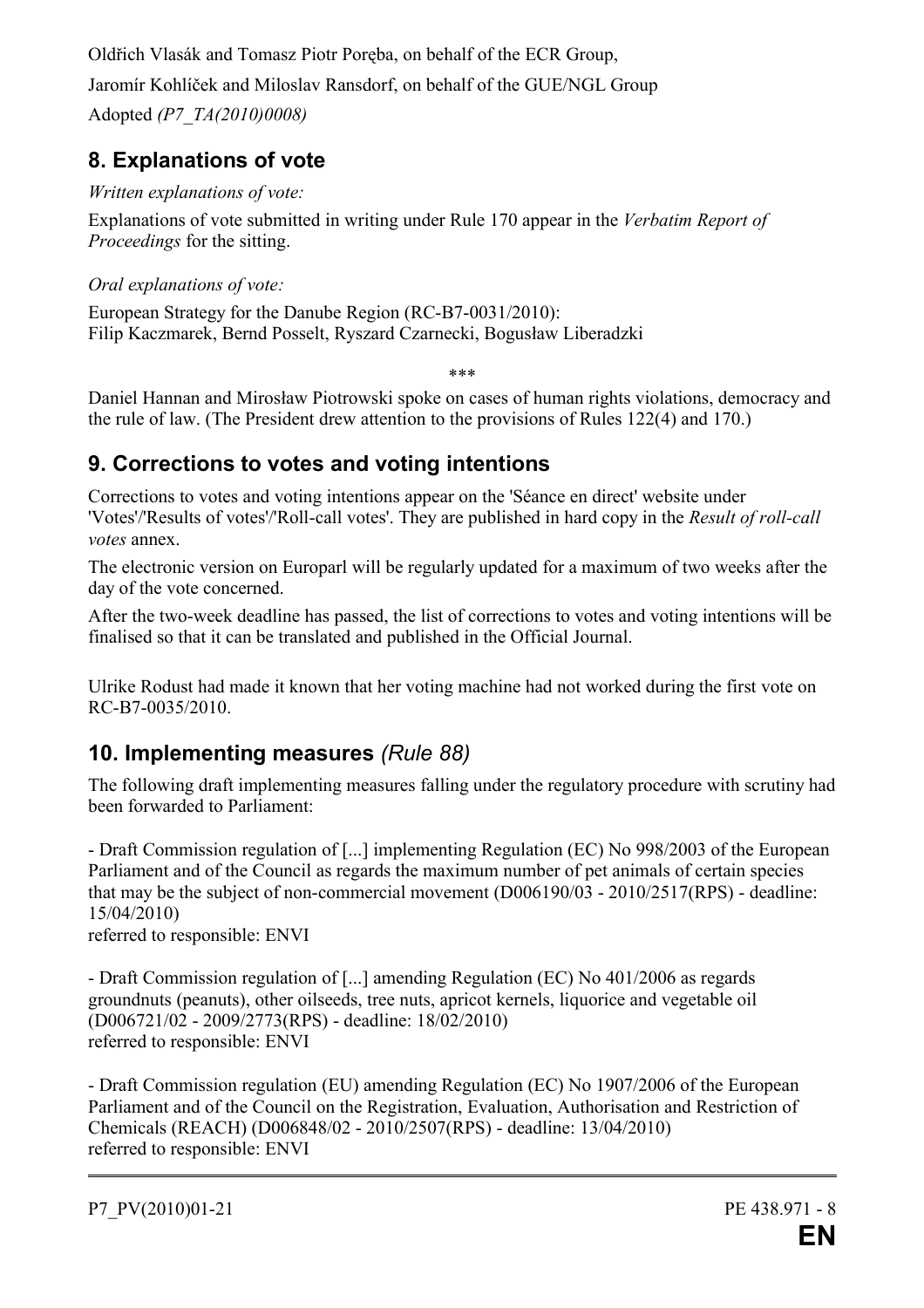Oldřich Vlasák and Tomasz Piotr Poręba, on behalf of the ECR Group,

Jaromír Kohlíček and Miloslav Ransdorf, on behalf of the GUE/NGL Group

Adopted *(P7_TA(2010)0008)*

## 8. Explanations of vote

*Written explanations of vote:*

Explanations of vote submitted in writing under Rule 170 appear in the *Verbatim Report of Proceedings* for the sitting.

*Oral explanations of vote:*

European Strategy for the Danube Region (RC-B7-0031/2010):
Filip Kaczmarek, Bernd Posselt, Ryszard Czarnecki, Bogusław Liberadzki

\*\*\*

Daniel Hannan and Mirosław Piotrowski spoke on cases of human rights violations, democracy and the rule of law. (The President drew attention to the provisions of Rules 122(4) and 170.)

## 9. Corrections to votes and voting intentions

Corrections to votes and voting intentions appear on the 'Séance en direct' website under 'Votes'/'Results of votes'/'Roll-call votes'. They are published in hard copy in the *Result of roll-call votes* annex.

The electronic version on Europarl will be regularly updated for a maximum of two weeks after the day of the vote concerned.

After the two-week deadline has passed, the list of corrections to votes and voting intentions will be finalised so that it can be translated and published in the Official Journal.

Ulrike Rodust had made it known that her voting machine had not worked during the first vote on RC-B7-0035/2010.

## 10. Implementing measures *(Rule 88)*

The following draft implementing measures falling under the regulatory procedure with scrutiny had been forwarded to Parliament:

- Draft Commission regulation of [...] implementing Regulation (EC) No 998/2003 of the European Parliament and of the Council as regards the maximum number of pet animals of certain species that may be the subject of non-commercial movement (D006190/03 - 2010/2517(RPS) - deadline: 15/04/2010)
referred to responsible: ENVI

- Draft Commission regulation of [...] amending Regulation (EC) No 401/2006 as regards groundnuts (peanuts), other oilseeds, tree nuts, apricot kernels, liquorice and vegetable oil (D006721/02 - 2009/2773(RPS) - deadline: 18/02/2010)
referred to responsible: ENVI

- Draft Commission regulation (EU) amending Regulation (EC) No 1907/2006 of the European Parliament and of the Council on the Registration, Evaluation, Authorisation and Restriction of Chemicals (REACH) (D006848/02 - 2010/2507(RPS) - deadline: 13/04/2010)
referred to responsible: ENVI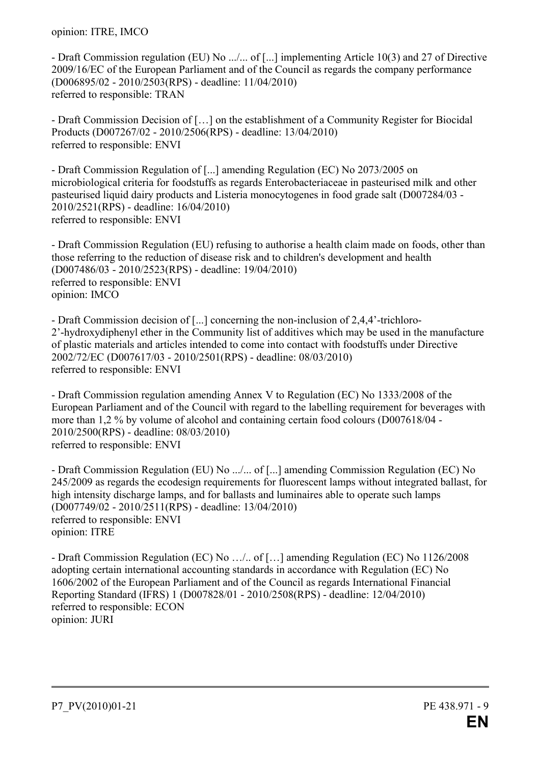opinion: ITRE, IMCO

- Draft Commission regulation (EU) No .../... of [...] implementing Article 10(3) and 27 of Directive 2009/16/EC of the European Parliament and of the Council as regards the company performance (D006895/02 - 2010/2503(RPS) - deadline: 11/04/2010)
referred to responsible: TRAN

- Draft Commission Decision of […] on the establishment of a Community Register for Biocidal Products (D007267/02 - 2010/2506(RPS) - deadline: 13/04/2010)
referred to responsible: ENVI

- Draft Commission Regulation of [...] amending Regulation (EC) No 2073/2005 on microbiological criteria for foodstuffs as regards Enterobacteriaceae in pasteurised milk and other pasteurised liquid dairy products and Listeria monocytogenes in food grade salt (D007284/03 - 2010/2521(RPS) - deadline: 16/04/2010)
referred to responsible: ENVI

- Draft Commission Regulation (EU) refusing to authorise a health claim made on foods, other than those referring to the reduction of disease risk and to children's development and health (D007486/03 - 2010/2523(RPS) - deadline: 19/04/2010)
referred to responsible: ENVI
opinion: IMCO

- Draft Commission decision of [...] concerning the non-inclusion of 2,4,4'-trichloro-2'-hydroxydiphenyl ether in the Community list of additives which may be used in the manufacture of plastic materials and articles intended to come into contact with foodstuffs under Directive 2002/72/EC (D007617/03 - 2010/2501(RPS) - deadline: 08/03/2010)
referred to responsible: ENVI

- Draft Commission regulation amending Annex V to Regulation (EC) No 1333/2008 of the European Parliament and of the Council with regard to the labelling requirement for beverages with more than 1,2 % by volume of alcohol and containing certain food colours (D007618/04 - 2010/2500(RPS) - deadline: 08/03/2010)
referred to responsible: ENVI

- Draft Commission Regulation (EU) No .../... of [...] amending Commission Regulation (EC) No 245/2009 as regards the ecodesign requirements for fluorescent lamps without integrated ballast, for high intensity discharge lamps, and for ballasts and luminaires able to operate such lamps (D007749/02 - 2010/2511(RPS) - deadline: 13/04/2010)
referred to responsible: ENVI
opinion: ITRE

- Draft Commission Regulation (EC) No …/.. of […] amending Regulation (EC) No 1126/2008 adopting certain international accounting standards in accordance with Regulation (EC) No 1606/2002 of the European Parliament and of the Council as regards International Financial Reporting Standard (IFRS) 1 (D007828/01 - 2010/2508(RPS) - deadline: 12/04/2010)
referred to responsible: ECON
opinion: JURI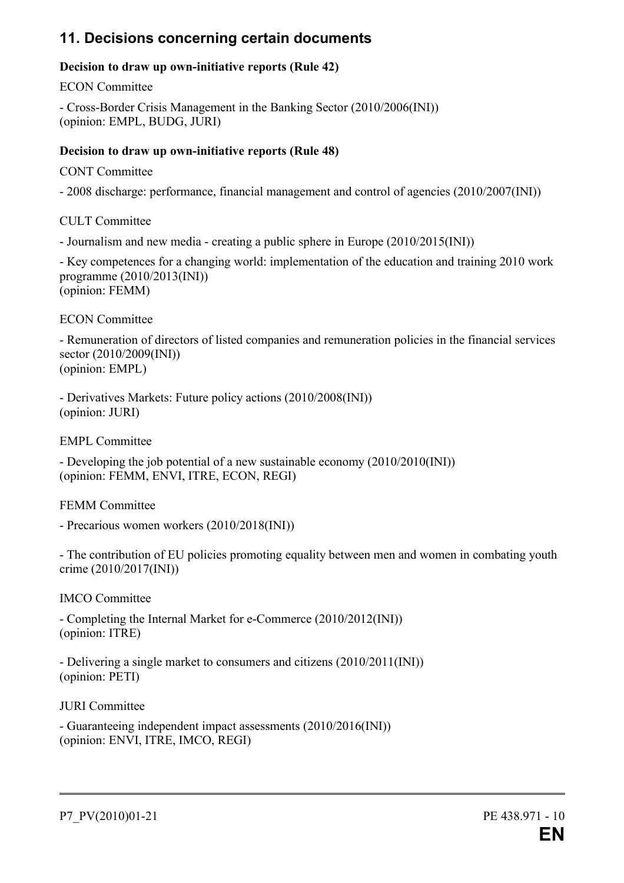## 11. Decisions concerning certain documents

**Decision to draw up own-initiative reports (Rule 42)**

ECON Committee

- Cross-Border Crisis Management in the Banking Sector (2010/2006(INI))
(opinion: EMPL, BUDG, JURI)

**Decision to draw up own-initiative reports (Rule 48)**

CONT Committee

- 2008 discharge: performance, financial management and control of agencies (2010/2007(INI))

CULT Committee

- Journalism and new media - creating a public sphere in Europe (2010/2015(INI))

- Key competences for a changing world: implementation of the education and training 2010 work programme (2010/2013(INI))
(opinion: FEMM)

ECON Committee

- Remuneration of directors of listed companies and remuneration policies in the financial services sector (2010/2009(INI))
(opinion: EMPL)

- Derivatives Markets: Future policy actions (2010/2008(INI))
(opinion: JURI)

EMPL Committee

- Developing the job potential of a new sustainable economy (2010/2010(INI))
(opinion: FEMM, ENVI, ITRE, ECON, REGI)

FEMM Committee

- Precarious women workers (2010/2018(INI))

- The contribution of EU policies promoting equality between men and women in combating youth crime (2010/2017(INI))

IMCO Committee

- Completing the Internal Market for e-Commerce (2010/2012(INI))
(opinion: ITRE)

- Delivering a single market to consumers and citizens (2010/2011(INI))
(opinion: PETI)

JURI Committee

- Guaranteeing independent impact assessments (2010/2016(INI))
(opinion: ENVI, ITRE, IMCO, REGI)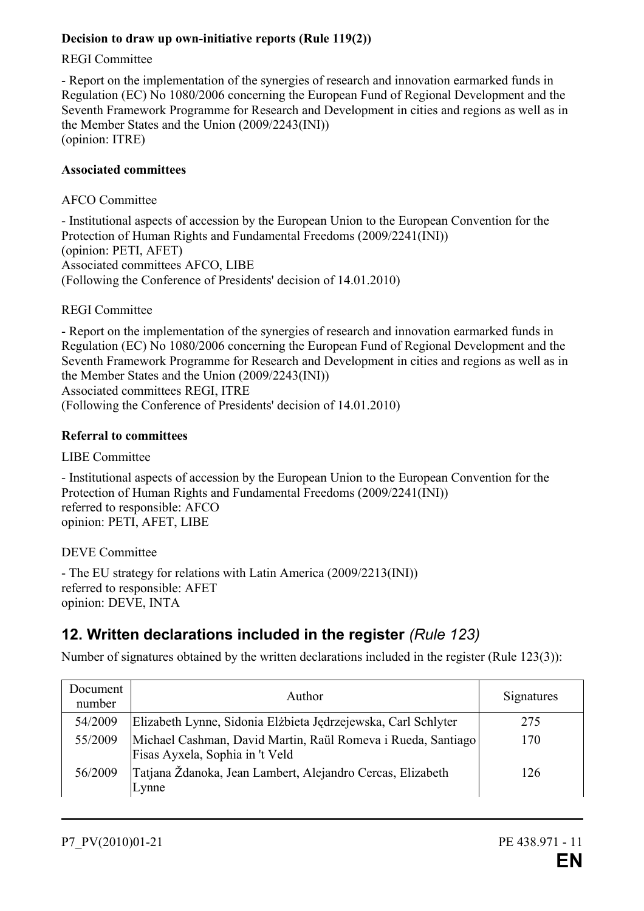**Decision to draw up own-initiative reports (Rule 119(2))**

REGI Committee

- Report on the implementation of the synergies of research and innovation earmarked funds in Regulation (EC) No 1080/2006 concerning the European Fund of Regional Development and the Seventh Framework Programme for Research and Development in cities and regions as well as in the Member States and the Union (2009/2243(INI))
(opinion: ITRE)

**Associated committees**

AFCO Committee

- Institutional aspects of accession by the European Union to the European Convention for the Protection of Human Rights and Fundamental Freedoms (2009/2241(INI))
(opinion: PETI, AFET)
Associated committees AFCO, LIBE
(Following the Conference of Presidents' decision of 14.01.2010)

REGI Committee

- Report on the implementation of the synergies of research and innovation earmarked funds in Regulation (EC) No 1080/2006 concerning the European Fund of Regional Development and the Seventh Framework Programme for Research and Development in cities and regions as well as in the Member States and the Union (2009/2243(INI))
Associated committees REGI, ITRE
(Following the Conference of Presidents' decision of 14.01.2010)

**Referral to committees**

LIBE Committee

- Institutional aspects of accession by the European Union to the European Convention for the Protection of Human Rights and Fundamental Freedoms (2009/2241(INI))
referred to responsible: AFCO
opinion: PETI, AFET, LIBE

DEVE Committee

- The EU strategy for relations with Latin America (2009/2213(INI))
referred to responsible: AFET
opinion: DEVE, INTA

## 12. Written declarations included in the register *(Rule 123)*

Number of signatures obtained by the written declarations included in the register (Rule 123(3)):

| Document number | Author | Signatures |
|---|---|---|
| 54/2009 | Elizabeth Lynne, Sidonia Elżbieta Jędrzejewska, Carl Schlyter | 275 |
| 55/2009 | Michael Cashman, David Martin, Raül Romeva i Rueda, Santiago Fisas Ayxela, Sophia in 't Veld | 170 |
| 56/2009 | Tatjana Ždanoka, Jean Lambert, Alejandro Cercas, Elizabeth Lynne | 126 |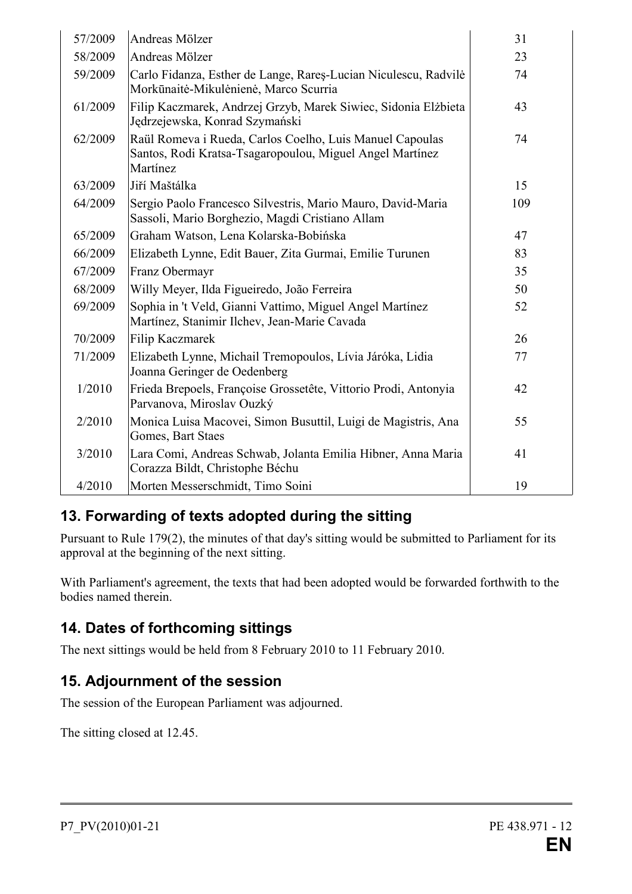| | | |
|---|---|---|
| 57/2009 | Andreas Mölzer | 31 |
| 58/2009 | Andreas Mölzer | 23 |
| 59/2009 | Carlo Fidanza, Esther de Lange, Rareş-Lucian Niculescu, Radvilė Morkūnaitė-Mikulėnienė, Marco Scurria | 74 |
| 61/2009 | Filip Kaczmarek, Andrzej Grzyb, Marek Siwiec, Sidonia Elżbieta Jędrzejewska, Konrad Szymański | 43 |
| 62/2009 | Raül Romeva i Rueda, Carlos Coelho, Luis Manuel Capoulas Santos, Rodi Kratsa-Tsagaropoulou, Miguel Angel Martínez Martínez | 74 |
| 63/2009 | Jiří Maštálka | 15 |
| 64/2009 | Sergio Paolo Francesco Silvestris, Mario Mauro, David-Maria Sassoli, Mario Borghezio, Magdi Cristiano Allam | 109 |
| 65/2009 | Graham Watson, Lena Kolarska-Bobińska | 47 |
| 66/2009 | Elizabeth Lynne, Edit Bauer, Zita Gurmai, Emilie Turunen | 83 |
| 67/2009 | Franz Obermayr | 35 |
| 68/2009 | Willy Meyer, Ilda Figueiredo, João Ferreira | 50 |
| 69/2009 | Sophia in 't Veld, Gianni Vattimo, Miguel Angel Martínez Martínez, Stanimir Ilchev, Jean-Marie Cavada | 52 |
| 70/2009 | Filip Kaczmarek | 26 |
| 71/2009 | Elizabeth Lynne, Michail Tremopoulos, Lívia Járóka, Lidia Joanna Geringer de Oedenberg | 77 |
| 1/2010 | Frieda Brepoels, Françoise Grossetête, Vittorio Prodi, Antonyia Parvanova, Miroslav Ouzký | 42 |
| 2/2010 | Monica Luisa Macovei, Simon Busuttil, Luigi de Magistris, Ana Gomes, Bart Staes | 55 |
| 3/2010 | Lara Comi, Andreas Schwab, Jolanta Emilia Hibner, Anna Maria Corazza Bildt, Christophe Béchu | 41 |
| 4/2010 | Morten Messerschmidt, Timo Soini | 19 |

## 13. Forwarding of texts adopted during the sitting

Pursuant to Rule 179(2), the minutes of that day's sitting would be submitted to Parliament for its approval at the beginning of the next sitting.

With Parliament's agreement, the texts that had been adopted would be forwarded forthwith to the bodies named therein.

## 14. Dates of forthcoming sittings

The next sittings would be held from 8 February 2010 to 11 February 2010.

## 15. Adjournment of the session

The session of the European Parliament was adjourned.

The sitting closed at 12.45.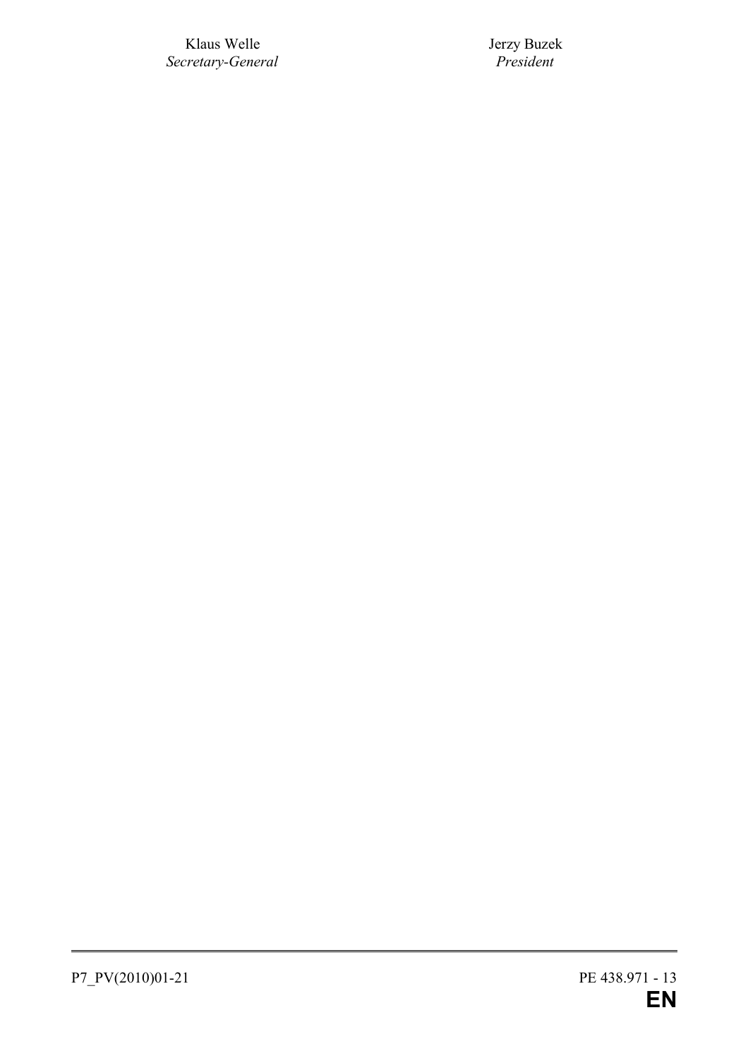| | |
|---|---|
| Klaus Welle | Jerzy Buzek |
| *Secretary-General* | *President* |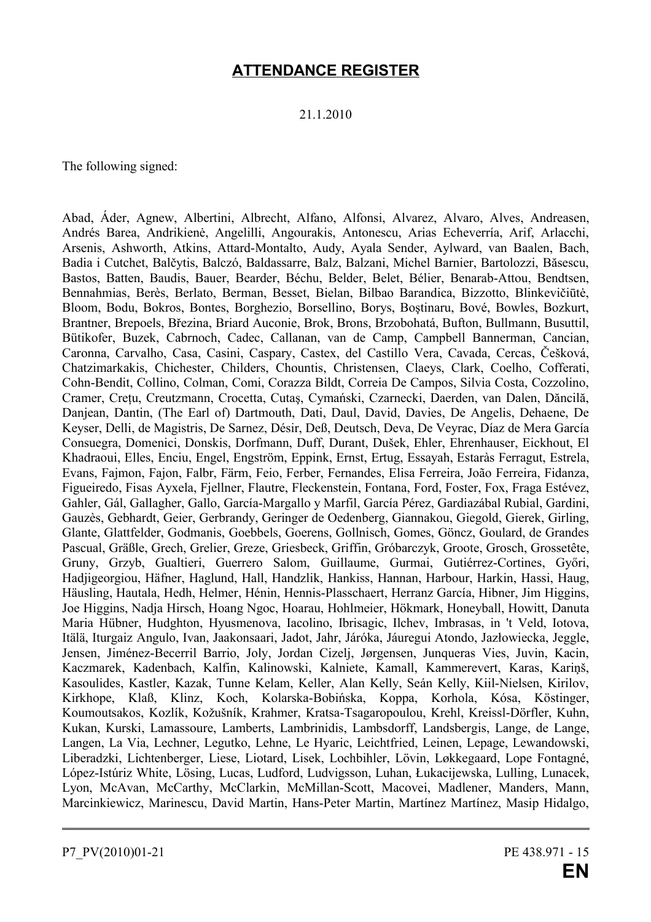# ATTENDANCE REGISTER

21.1.2010

The following signed:

Abad, Áder, Agnew, Albertini, Albrecht, Alfano, Alfonsi, Alvarez, Alvaro, Alves, Andreasen, Andrés Barea, Andrikienė, Angelilli, Angourakis, Antonescu, Arias Echeverría, Arif, Arlacchi, Arsenis, Ashworth, Atkins, Attard-Montalto, Audy, Ayala Sender, Aylward, van Baalen, Bach, Badia i Cutchet, Balčytis, Balczó, Baldassarre, Balz, Balzani, Michel Barnier, Bartolozzi, Băsescu, Bastos, Batten, Baudis, Bauer, Bearder, Béchu, Belder, Belet, Bélier, Benarab-Attou, Bendtsen, Bennahmias, Berès, Berlato, Berman, Besset, Bielan, Bilbao Barandica, Bizzotto, Blinkevičiūtė, Bloom, Bodu, Bokros, Bontes, Borghezio, Borsellino, Borys, Boştinaru, Bové, Bowles, Bozkurt, Brantner, Brepoels, Březina, Briard Auconie, Brok, Brons, Brzobohatá, Bufton, Bullmann, Busuttil, Bütikofer, Buzek, Cabrnoch, Cadec, Callanan, van de Camp, Campbell Bannerman, Cancian, Caronna, Carvalho, Casa, Casini, Caspary, Castex, del Castillo Vera, Cavada, Cercas, Češková, Chatzimarkakis, Chichester, Childers, Chountis, Christensen, Claeys, Clark, Coelho, Cofferati, Cohn-Bendit, Collino, Colman, Comi, Corazza Bildt, Correia De Campos, Silvia Costa, Cozzolino, Cramer, Creţu, Creutzmann, Crocetta, Cutaş, Cymański, Czarnecki, Daerden, van Dalen, Dăncilă, Danjean, Dantin, (The Earl of) Dartmouth, Dati, Daul, David, Davies, De Angelis, Dehaene, De Keyser, Delli, de Magistris, De Sarnez, Désir, Deß, Deutsch, Deva, De Veyrac, Díaz de Mera García Consuegra, Domenici, Donskis, Dorfmann, Duff, Durant, Dušek, Ehler, Ehrenhauser, Eickhout, El Khadraoui, Elles, Enciu, Engel, Engström, Eppink, Ernst, Ertug, Essayah, Estaràs Ferragut, Estrela, Evans, Fajmon, Fajon, Falbr, Färm, Feio, Ferber, Fernandes, Elisa Ferreira, João Ferreira, Fidanza, Figueiredo, Fisas Ayxela, Fjellner, Flautre, Fleckenstein, Fontana, Ford, Foster, Fox, Fraga Estévez, Gahler, Gál, Gallagher, Gallo, García-Margallo y Marfil, García Pérez, Gardiazábal Rubial, Gardini, Gauzès, Gebhardt, Geier, Gerbrandy, Geringer de Oedenberg, Giannakou, Giegold, Gierek, Girling, Glante, Glattfelder, Godmanis, Goebbels, Goerens, Gollnisch, Gomes, Göncz, Goulard, de Grandes Pascual, Gräßle, Grech, Grelier, Greze, Griesbeck, Griffin, Gróbarczyk, Groote, Grosch, Grossetête, Gruny, Grzyb, Gualtieri, Guerrero Salom, Guillaume, Gurmai, Gutiérrez-Cortines, Győri, Hadjigeorgiou, Häfner, Haglund, Hall, Handzlik, Hankiss, Hannan, Harbour, Harkin, Hassi, Haug, Häusling, Hautala, Hedh, Helmer, Hénin, Hennis-Plasschaert, Herranz García, Hibner, Jim Higgins, Joe Higgins, Nadja Hirsch, Hoang Ngoc, Hoarau, Hohlmeier, Hökmark, Honeyball, Howitt, Danuta Maria Hübner, Hudghton, Hyusmenova, Iacolino, Ibrisagic, Ilchev, Imbrasas, in 't Veld, Iotova, Itälä, Iturgaiz Angulo, Ivan, Jaakonsaari, Jadot, Jahr, Járóka, Jáuregui Atondo, Jazłowiecka, Jeggle, Jensen, Jiménez-Becerril Barrio, Joly, Jordan Cizelj, Jørgensen, Junqueras Vies, Juvin, Kacin, Kaczmarek, Kadenbach, Kalfin, Kalinowski, Kalniete, Kamall, Kammerevert, Karas, Kariņš, Kasoulides, Kastler, Kazak, Tunne Kelam, Keller, Alan Kelly, Seán Kelly, Kiil-Nielsen, Kirilov, Kirkhope, Klaß, Klinz, Koch, Kolarska-Bobińska, Koppa, Korhola, Kósa, Köstinger, Koumoutsakos, Kozlík, Kožušník, Krahmer, Kratsa-Tsagaropoulou, Krehl, Kreissl-Dörfler, Kuhn, Kukan, Kurski, Lamassoure, Lamberts, Lambrinidis, Lambsdorff, Landsbergis, Lange, de Lange, Langen, La Via, Lechner, Legutko, Lehne, Le Hyaric, Leichtfried, Leinen, Lepage, Lewandowski, Liberadzki, Lichtenberger, Liese, Liotard, Lisek, Lochbihler, Lövin, Løkkegaard, Lope Fontagné, López-Istúriz White, Lösing, Lucas, Ludford, Ludvigsson, Luhan, Łukacijewska, Lulling, Lunacek, Lyon, McAvan, McCarthy, McClarkin, McMillan-Scott, Macovei, Madlener, Manders, Mann, Marcinkiewicz, Marinescu, David Martin, Hans-Peter Martin, Martínez Martínez, Masip Hidalgo,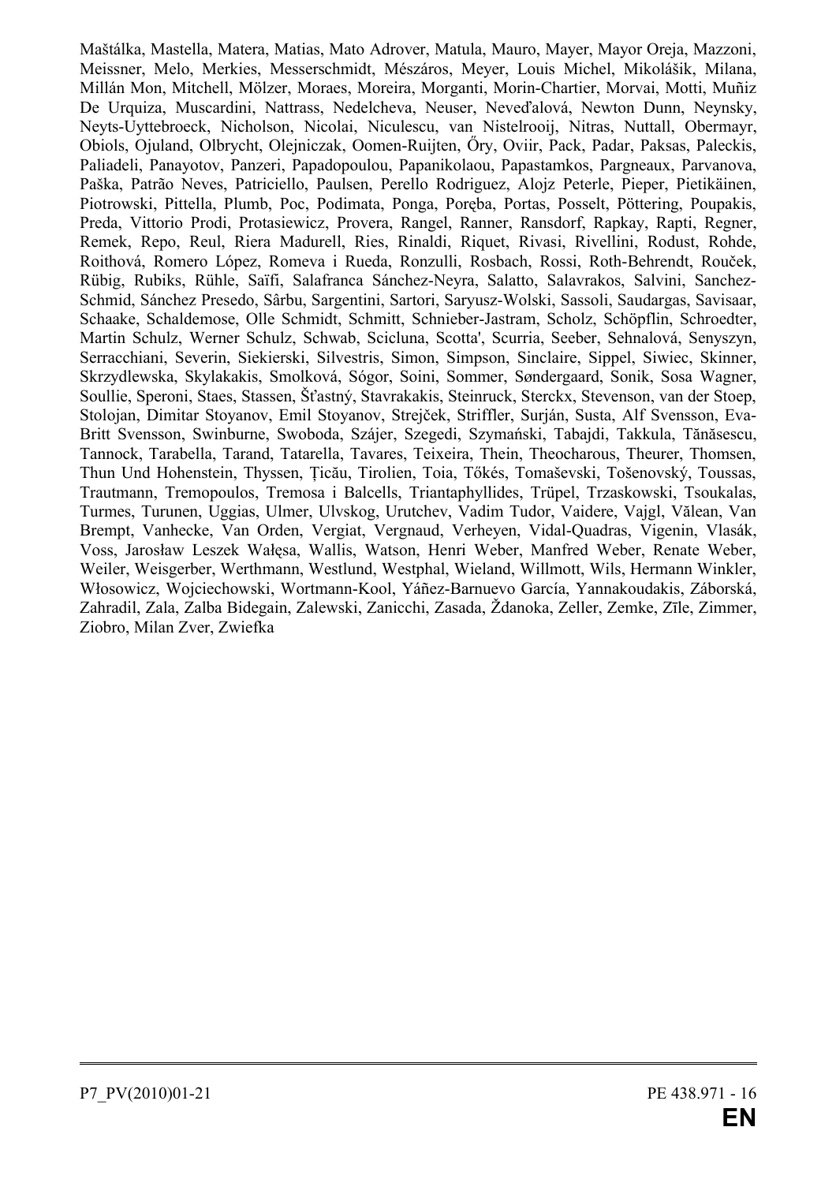Maštálka, Mastella, Matera, Matias, Mato Adrover, Matula, Mauro, Mayer, Mayor Oreja, Mazzoni, Meissner, Melo, Merkies, Messerschmidt, Mészáros, Meyer, Louis Michel, Mikolášik, Milana, Millán Mon, Mitchell, Mölzer, Moraes, Moreira, Morganti, Morin-Chartier, Morvai, Motti, Muñiz De Urquiza, Muscardini, Nattrass, Nedelcheva, Neuser, Neveďalová, Newton Dunn, Neynsky, Neyts-Uyttebroeck, Nicholson, Nicolai, Niculescu, van Nistelrooij, Nitras, Nuttall, Obermayr, Obiols, Ojuland, Olbrycht, Olejniczak, Oomen-Ruijten, Őry, Oviir, Pack, Padar, Paksas, Paleckis, Paliadeli, Panayotov, Panzeri, Papadopoulou, Papanikolaou, Papastamkos, Pargneaux, Parvanova, Paška, Patrão Neves, Patriciello, Paulsen, Perello Rodriguez, Alojz Peterle, Pieper, Pietikäinen, Piotrowski, Pittella, Plumb, Poc, Podimata, Ponga, Poręba, Portas, Posselt, Pöttering, Poupakis, Preda, Vittorio Prodi, Protasiewicz, Provera, Rangel, Ranner, Ransdorf, Rapkay, Rapti, Regner, Remek, Repo, Reul, Riera Madurell, Ries, Rinaldi, Riquet, Rivasi, Rivellini, Rodust, Rohde, Roithová, Romero López, Romeva i Rueda, Ronzulli, Rosbach, Rossi, Roth-Behrendt, Rouček, Rübig, Rubiks, Rühle, Saïfi, Salafranca Sánchez-Neyra, Salatto, Salavrakos, Salvini, Sanchez-Schmid, Sánchez Presedo, Sârbu, Sargentini, Sartori, Saryusz-Wolski, Sassoli, Saudargas, Savisaar, Schaake, Schaldemose, Olle Schmidt, Schmitt, Schnieber-Jastram, Scholz, Schöpflin, Schroedter, Martin Schulz, Werner Schulz, Schwab, Scicluna, Scotta', Scurria, Seeber, Sehnalová, Senyszyn, Serracchiani, Severin, Siekierski, Silvestris, Simon, Simpson, Sinclaire, Sippel, Siwiec, Skinner, Skrzydlewska, Skylakakis, Smolková, Sógor, Soini, Sommer, Søndergaard, Sonik, Sosa Wagner, Soullie, Speroni, Staes, Stassen, Šťastný, Stavrakakis, Steinruck, Sterckx, Stevenson, van der Stoep, Stolojan, Dimitar Stoyanov, Emil Stoyanov, Strejček, Striffler, Surján, Susta, Alf Svensson, Eva-Britt Svensson, Swinburne, Swoboda, Szájer, Szegedi, Szymański, Tabajdi, Takkula, Tănăsescu, Tannock, Tarabella, Tarand, Tatarella, Tavares, Teixeira, Thein, Theocharous, Theurer, Thomsen, Thun Und Hohenstein, Thyssen, Ţicău, Tirolien, Toia, Tőkés, Tomaševski, Tošenovský, Toussas, Trautmann, Tremopoulos, Tremosa i Balcells, Triantaphyllides, Trüpel, Trzaskowski, Tsoukalas, Turmes, Turunen, Uggias, Ulmer, Ulvskog, Urutchev, Vadim Tudor, Vaidere, Vajgl, Vălean, Van Brempt, Vanhecke, Van Orden, Vergiat, Vergnaud, Verheyen, Vidal-Quadras, Vigenin, Vlasák, Voss, Jarosław Leszek Wałęsa, Wallis, Watson, Henri Weber, Manfred Weber, Renate Weber, Weiler, Weisgerber, Werthmann, Westlund, Westphal, Wieland, Willmott, Wils, Hermann Winkler, Włosowicz, Wojciechowski, Wortmann-Kool, Yáñez-Barnuevo García, Yannakoudakis, Záborská, Zahradil, Zala, Zalba Bidegain, Zalewski, Zanicchi, Zasada, Ždanoka, Zeller, Zemke, Zīle, Zimmer, Ziobro, Milan Zver, Zwiefka